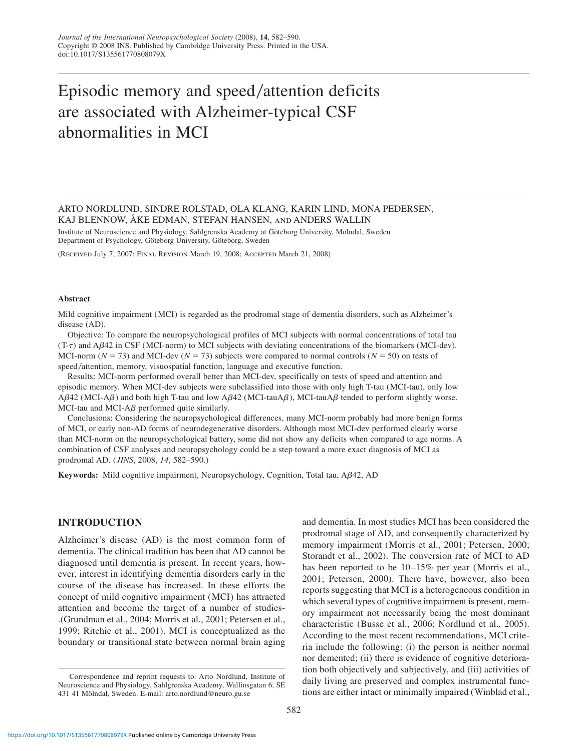# Episodic memory and speed/attention deficits are associated with Alzheimer-typical CSF abnormalities in MCI

ARTO NORDLUND, SINDRE ROLSTAD, OLA KLANG, KARIN LIND, MONA PEDERSEN, KAJ BLENNOW, ÅKE EDMAN, STEFAN HANSEN, AND ANDERS WALLIN

Institute of Neuroscience and Physiology, Sahlgrenska Academy at Göteborg University, Mölndal, Sweden
Department of Psychology, Göteborg University, Göteborg, Sweden

(Received July 7, 2007; Final Revision March 19, 2008; Accepted March 21, 2008)

### Abstract

Mild cognitive impairment (MCI) is regarded as the prodromal stage of dementia disorders, such as Alzheimer's disease (AD).

Objective: To compare the neuropsychological profiles of MCI subjects with normal concentrations of total tau (T-$\tau$) and A$\beta$42 in CSF (MCI-norm) to MCI subjects with deviating concentrations of the biomarkers (MCI-dev). MCI-norm ($N = 73$) and MCI-dev ($N = 73$) subjects were compared to normal controls ($N = 50$) on tests of speed/attention, memory, visuospatial function, language and executive function.

Results: MCI-norm performed overall better than MCI-dev, specifically on tests of speed and attention and episodic memory. When MCI-dev subjects were subclassified into those with only high T-tau (MCI-tau), only low A$\beta$42 (MCI-A$\beta$) and both high T-tau and low A$\beta$42 (MCI-tauA$\beta$), MCI-tauA$\beta$ tended to perform slightly worse. MCI-tau and MCI-A$\beta$ performed quite similarly.

Conclusions: Considering the neuropsychological differences, many MCI-norm probably had more benign forms of MCI, or early non-AD forms of neurodegenerative disorders. Although most MCI-dev performed clearly worse than MCI-norm on the neuropsychological battery, some did not show any deficits when compared to age norms. A combination of CSF analyses and neuropsychology could be a step toward a more exact diagnosis of MCI as prodromal AD. (*JINS*, 2008, *14*, 582–590.)

**Keywords:** Mild cognitive impairment, Neuropsychology, Cognition, Total tau, A$\beta$42, AD

## INTRODUCTION

Alzheimer's disease (AD) is the most common form of dementia. The clinical tradition has been that AD cannot be diagnosed until dementia is present. In recent years, however, interest in identifying dementia disorders early in the course of the disease has increased. In these efforts the concept of mild cognitive impairment (MCI) has attracted attention and become the target of a number of studies-.(Grundman et al., 2004; Morris et al., 2001; Petersen et al., 1999; Ritchie et al., 2001). MCI is conceptualized as the boundary or transitional state between normal brain aging and dementia. In most studies MCI has been considered the prodromal stage of AD, and consequently characterized by memory impairment (Morris et al., 2001; Petersen, 2000; Storandt et al., 2002). The conversion rate of MCI to AD has been reported to be 10–15% per year (Morris et al., 2001; Petersen, 2000). There have, however, also been reports suggesting that MCI is a heterogeneous condition in which several types of cognitive impairment is present, memory impairment not necessarily being the most dominant characteristic (Busse et al., 2006; Nordlund et al., 2005). According to the most recent recommendations, MCI criteria include the following: (i) the person is neither normal nor demented; (ii) there is evidence of cognitive deterioration both objectively and subjectively, and (iii) activities of daily living are preserved and complex instrumental functions are either intact or minimally impaired (Winblad et al.,

Correspondence and reprint requests to: Arto Nordlund, Institute of Neuroscience and Physiology, Sahlgrenska Academy, Wallinsgatan 6, SE 431 41 Mölndal, Sweden. E-mail: arto.nordlund@neuro.gu.se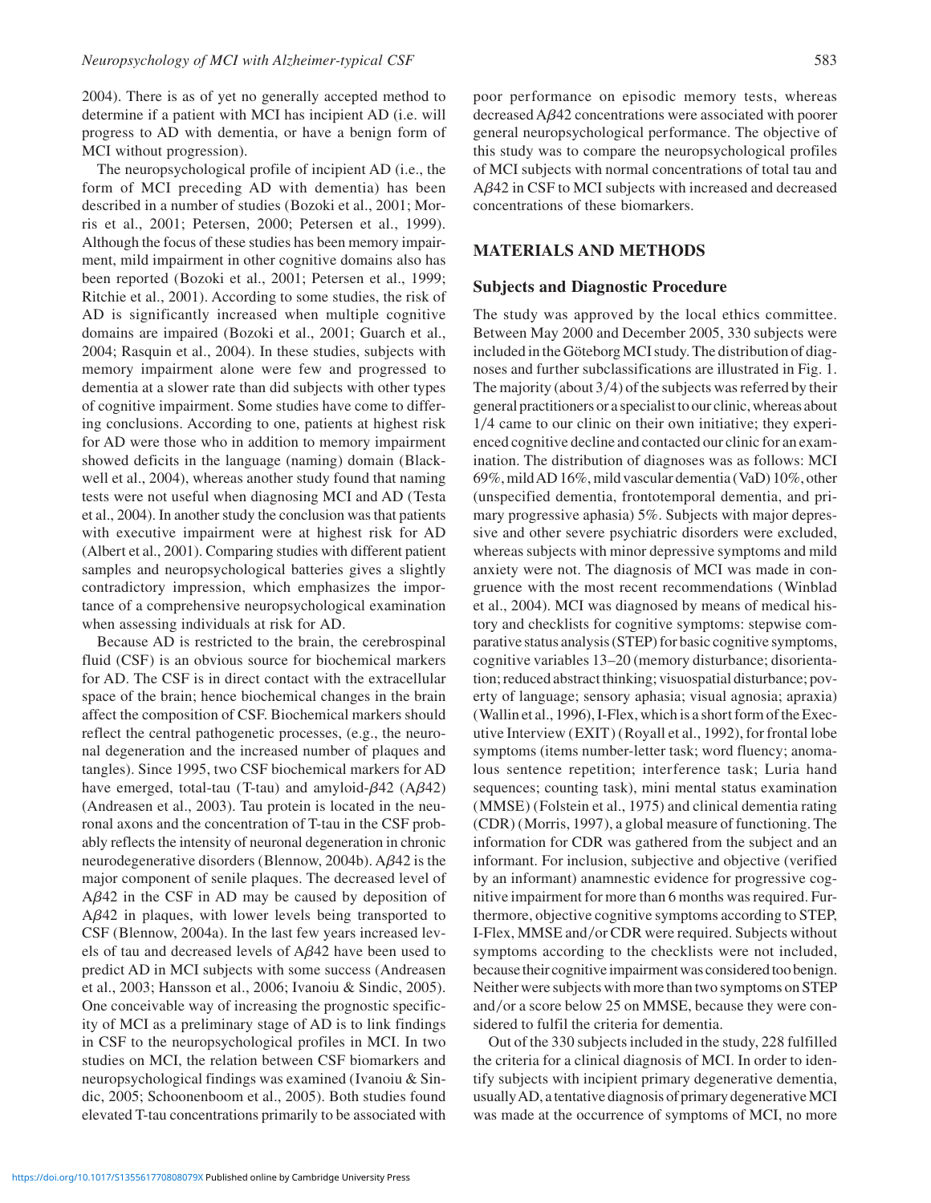2004). There is as of yet no generally accepted method to determine if a patient with MCI has incipient AD (i.e. will progress to AD with dementia, or have a benign form of MCI without progression).

The neuropsychological profile of incipient AD (i.e., the form of MCI preceding AD with dementia) has been described in a number of studies (Bozoki et al., 2001; Morris et al., 2001; Petersen, 2000; Petersen et al., 1999). Although the focus of these studies has been memory impairment, mild impairment in other cognitive domains also has been reported (Bozoki et al., 2001; Petersen et al., 1999; Ritchie et al., 2001). According to some studies, the risk of AD is significantly increased when multiple cognitive domains are impaired (Bozoki et al., 2001; Guarch et al., 2004; Rasquin et al., 2004). In these studies, subjects with memory impairment alone were few and progressed to dementia at a slower rate than did subjects with other types of cognitive impairment. Some studies have come to differing conclusions. According to one, patients at highest risk for AD were those who in addition to memory impairment showed deficits in the language (naming) domain (Blackwell et al., 2004), whereas another study found that naming tests were not useful when diagnosing MCI and AD (Testa et al., 2004). In another study the conclusion was that patients with executive impairment were at highest risk for AD (Albert et al., 2001). Comparing studies with different patient samples and neuropsychological batteries gives a slightly contradictory impression, which emphasizes the importance of a comprehensive neuropsychological examination when assessing individuals at risk for AD.

Because AD is restricted to the brain, the cerebrospinal fluid (CSF) is an obvious source for biochemical markers for AD. The CSF is in direct contact with the extracellular space of the brain; hence biochemical changes in the brain affect the composition of CSF. Biochemical markers should reflect the central pathogenetic processes, (e.g., the neuronal degeneration and the increased number of plaques and tangles). Since 1995, two CSF biochemical markers for AD have emerged, total-tau (T-tau) and amyloid-$\beta$42 (A$\beta$42) (Andreasen et al., 2003). Tau protein is located in the neuronal axons and the concentration of T-tau in the CSF probably reflects the intensity of neuronal degeneration in chronic neurodegenerative disorders (Blennow, 2004b). A$\beta$42 is the major component of senile plaques. The decreased level of A$\beta$42 in the CSF in AD may be caused by deposition of A$\beta$42 in plaques, with lower levels being transported to CSF (Blennow, 2004a). In the last few years increased levels of tau and decreased levels of A$\beta$42 have been used to predict AD in MCI subjects with some success (Andreasen et al., 2003; Hansson et al., 2006; Ivanoiu & Sindic, 2005). One conceivable way of increasing the prognostic specificity of MCI as a preliminary stage of AD is to link findings in CSF to the neuropsychological profiles in MCI. In two studies on MCI, the relation between CSF biomarkers and neuropsychological findings was examined (Ivanoiu & Sindic, 2005; Schoonenboom et al., 2005). Both studies found elevated T-tau concentrations primarily to be associated with poor performance on episodic memory tests, whereas decreased A$\beta$42 concentrations were associated with poorer general neuropsychological performance. The objective of this study was to compare the neuropsychological profiles of MCI subjects with normal concentrations of total tau and A$\beta$42 in CSF to MCI subjects with increased and decreased concentrations of these biomarkers.

## MATERIALS AND METHODS

### Subjects and Diagnostic Procedure

The study was approved by the local ethics committee. Between May 2000 and December 2005, 330 subjects were included in the Göteborg MCI study. The distribution of diagnoses and further subclassifications are illustrated in Fig. 1. The majority (about 3/4) of the subjects was referred by their general practitioners or a specialist to our clinic, whereas about 1/4 came to our clinic on their own initiative; they experienced cognitive decline and contacted our clinic for an examination. The distribution of diagnoses was as follows: MCI 69%, mild AD 16%, mild vascular dementia (VaD) 10%, other (unspecified dementia, frontotemporal dementia, and primary progressive aphasia) 5%. Subjects with major depressive and other severe psychiatric disorders were excluded, whereas subjects with minor depressive symptoms and mild anxiety were not. The diagnosis of MCI was made in congruence with the most recent recommendations (Winblad et al., 2004). MCI was diagnosed by means of medical history and checklists for cognitive symptoms: stepwise comparative status analysis (STEP) for basic cognitive symptoms, cognitive variables 13–20 (memory disturbance; disorientation; reduced abstract thinking; visuospatial disturbance; poverty of language; sensory aphasia; visual agnosia; apraxia) (Wallin et al., 1996), I-Flex, which is a short form of the Executive Interview (EXIT) (Royall et al., 1992), for frontal lobe symptoms (items number-letter task; word fluency; anomalous sentence repetition; interference task; Luria hand sequences; counting task), mini mental status examination (MMSE) (Folstein et al., 1975) and clinical dementia rating (CDR) (Morris, 1997), a global measure of functioning. The information for CDR was gathered from the subject and an informant. For inclusion, subjective and objective (verified by an informant) anamnestic evidence for progressive cognitive impairment for more than 6 months was required. Furthermore, objective cognitive symptoms according to STEP, I-Flex, MMSE and/or CDR were required. Subjects without symptoms according to the checklists were not included, because their cognitive impairment was considered too benign. Neither were subjects with more than two symptoms on STEP and/or a score below 25 on MMSE, because they were considered to fulfil the criteria for dementia.

Out of the 330 subjects included in the study, 228 fulfilled the criteria for a clinical diagnosis of MCI. In order to identify subjects with incipient primary degenerative dementia, usually AD, a tentative diagnosis of primary degenerative MCI was made at the occurrence of symptoms of MCI, no more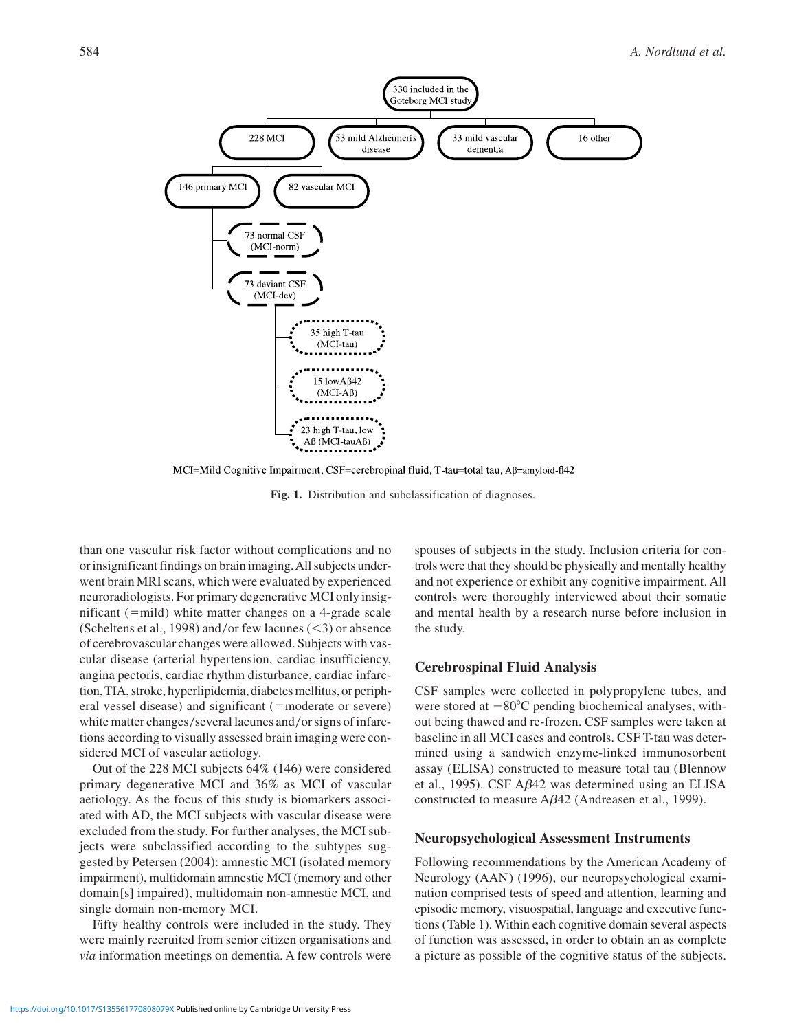330 included in the Goteborg MCI study

- 228 MCI
  - 146 primary MCI
    - 73 normal CSF (MCI-norm)
    - 73 deviant CSF (MCI-dev)
      - 35 high T-tau (MCI-tau)
      - 15 lowAβ42 (MCI-Aβ)
      - 23 high T-tau, low Aβ (MCI-tauAβ)
  - 82 vascular MCI
- 53 mild Alzheimerís disease
- 33 mild vascular dementia
- 16 other

MCI=Mild Cognitive Impairment, CSF=cerebropinal fluid, T-tau=total tau, Aβ=amyloid-ß42

**Fig. 1.** Distribution and subclassification of diagnoses.

than one vascular risk factor without complications and no or insignificant findings on brain imaging. All subjects underwent brain MRI scans, which were evaluated by experienced neuroradiologists. For primary degenerative MCI only insignificant (=mild) white matter changes on a 4-grade scale (Scheltens et al., 1998) and/or few lacunes (<3) or absence of cerebrovascular changes were allowed. Subjects with vascular disease (arterial hypertension, cardiac insufficiency, angina pectoris, cardiac rhythm disturbance, cardiac infarction, TIA, stroke, hyperlipidemia, diabetes mellitus, or peripheral vessel disease) and significant (=moderate or severe) white matter changes/several lacunes and/or signs of infarctions according to visually assessed brain imaging were considered MCI of vascular aetiology.

Out of the 228 MCI subjects 64% (146) were considered primary degenerative MCI and 36% as MCI of vascular aetiology. As the focus of this study is biomarkers associated with AD, the MCI subjects with vascular disease were excluded from the study. For further analyses, the MCI subjects were subclassified according to the subtypes suggested by Petersen (2004): amnestic MCI (isolated memory impairment), multidomain amnestic MCI (memory and other domain[s] impaired), multidomain non-amnestic MCI, and single domain non-memory MCI.

Fifty healthy controls were included in the study. They were mainly recruited from senior citizen organisations and *via* information meetings on dementia. A few controls were spouses of subjects in the study. Inclusion criteria for controls were that they should be physically and mentally healthy and not experience or exhibit any cognitive impairment. All controls were thoroughly interviewed about their somatic and mental health by a research nurse before inclusion in the study.

## Cerebrospinal Fluid Analysis

CSF samples were collected in polypropylene tubes, and were stored at −80°C pending biochemical analyses, without being thawed and re-frozen. CSF samples were taken at baseline in all MCI cases and controls. CSF T-tau was determined using a sandwich enzyme-linked immunosorbent assay (ELISA) constructed to measure total tau (Blennow et al., 1995). CSF A$\beta$42 was determined using an ELISA constructed to measure A$\beta$42 (Andreasen et al., 1999).

## Neuropsychological Assessment Instruments

Following recommendations by the American Academy of Neurology (AAN) (1996), our neuropsychological examination comprised tests of speed and attention, learning and episodic memory, visuospatial, language and executive functions (Table 1). Within each cognitive domain several aspects of function was assessed, in order to obtain an as complete a picture as possible of the cognitive status of the subjects.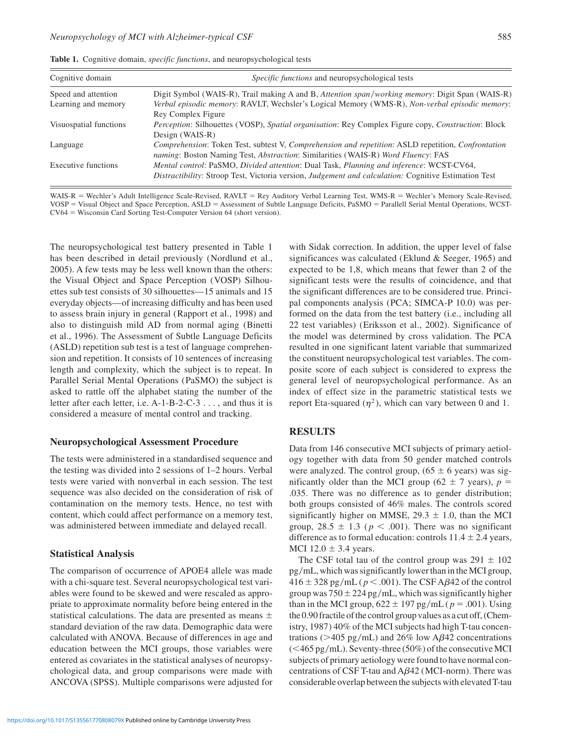**Table 1.** Cognitive domain, *specific functions*, and neuropsychological tests

| Cognitive domain | *Specific functions* and neuropsychological tests |
|---|---|
| Speed and attention | Digit Symbol (WAIS-R), Trail making A and B, *Attention span/working memory*: Digit Span (WAIS-R) |
| Learning and memory | *Verbal episodic memory*: RAVLT, Wechsler's Logical Memory (WMS-R), *Non-verbal episodic memory*: Rey Complex Figure |
| Visuospatial functions | *Perception*: Silhouettes (VOSP), *Spatial organisation*: Rey Complex Figure copy, *Construction*: Block Design (WAIS-R) |
| Language | *Comprehension*: Token Test, subtest V, *Comprehension and repetition*: ASLD repetition, *Confrontation naming*: Boston Naming Test, *Abstraction*: Similarities (WAIS-R) *Word Fluency*: FAS |
| Executive functions | *Mental control*: PaSMO, *Divided attention*: Dual Task, *Planning and inference*: WCST-CV64, *Distractibility*: Stroop Test, Victoria version, *Judgement and calculation:* Cognitive Estimation Test |

WAIS-R = Wechler's Adult Intelligence Scale-Revised, RAVLT = Rey Auditory Verbal Learning Test, WMS-R = Wechler's Memory Scale-Revised, VOSP = Visual Object and Space Perception, ASLD = Assessment of Subtle Language Deficits, PaSMO = Parallell Serial Mental Operations, WCST-CV64 = Wisconsin Card Sorting Test-Computer Version 64 (short version).

The neuropsychological test battery presented in Table 1 has been described in detail previously (Nordlund et al., 2005). A few tests may be less well known than the others: the Visual Object and Space Perception (VOSP) Silhouettes sub test consists of 30 silhouettes—15 animals and 15 everyday objects—of increasing difficulty and has been used to assess brain injury in general (Rapport et al., 1998) and also to distinguish mild AD from normal aging (Binetti et al., 1996). The Assessment of Subtle Language Deficits (ASLD) repetition sub test is a test of language comprehension and repetition. It consists of 10 sentences of increasing length and complexity, which the subject is to repeat. In Parallel Serial Mental Operations (PaSMO) the subject is asked to rattle off the alphabet stating the number of the letter after each letter, i.e. A-1-B-2-C-3 . . . , and thus it is considered a measure of mental control and tracking.

## Neuropsychological Assessment Procedure

The tests were administered in a standardised sequence and the testing was divided into 2 sessions of 1–2 hours. Verbal tests were varied with nonverbal in each session. The test sequence was also decided on the consideration of risk of contamination on the memory tests. Hence, no test with content, which could affect performance on a memory test, was administered between immediate and delayed recall.

## Statistical Analysis

The comparison of occurrence of APOE4 allele was made with a chi-square test. Several neuropsychological test variables were found to be skewed and were rescaled as appropriate to approximate normality before being entered in the statistical calculations. The data are presented as means ± standard deviation of the raw data. Demographic data were calculated with ANOVA. Because of differences in age and education between the MCI groups, those variables were entered as covariates in the statistical analyses of neuropsychological data, and group comparisons were made with ANCOVA (SPSS). Multiple comparisons were adjusted for with Sidak correction. In addition, the upper level of false significances was calculated (Eklund & Seeger, 1965) and expected to be 1,8, which means that fewer than 2 of the significant tests were the results of coincidence, and that the significant differences are to be considered true. Principal components analysis (PCA; SIMCA-P 10.0) was performed on the data from the test battery (i.e., including all 22 test variables) (Eriksson et al., 2002). Significance of the model was determined by cross validation. The PCA resulted in one significant latent variable that summarized the constituent neuropsychological test variables. The composite score of each subject is considered to express the general level of neuropsychological performance. As an index of effect size in the parametric statistical tests we report Eta-squared ($\eta^2$), which can vary between 0 and 1.

# RESULTS

Data from 146 consecutive MCI subjects of primary aetiology together with data from 50 gender matched controls were analyzed. The control group, (65 ± 6 years) was significantly older than the MCI group (62 ± 7 years), $p = .035$. There was no difference as to gender distribution; both groups consisted of 46% males. The controls scored significantly higher on MMSE, 29.3 ± 1.0, than the MCI group, 28.5 ± 1.3 ($p < .001$). There was no significant difference as to formal education: controls 11.4 ± 2.4 years, MCI 12.0 ± 3.4 years.

The CSF total tau of the control group was 291 ± 102 pg/mL, which was significantly lower than in the MCI group, 416 ± 328 pg/mL ($p < .001$). The CSF A$\beta$42 of the control group was 750 ± 224 pg/mL, which was significantly higher than in the MCI group, 622 ± 197 pg/mL ($p = .001$). Using the 0.90 fractile of the control group values as a cut off, (Chemistry, 1987) 40% of the MCI subjects had high T-tau concentrations (>405 pg/mL) and 26% low A$\beta$42 concentrations (<465 pg/mL). Seventy-three (50%) of the consecutive MCI subjects of primary aetiology were found to have normal concentrations of CSF T-tau and A$\beta$42 (MCI-norm). There was considerable overlap between the subjects with elevated T-tau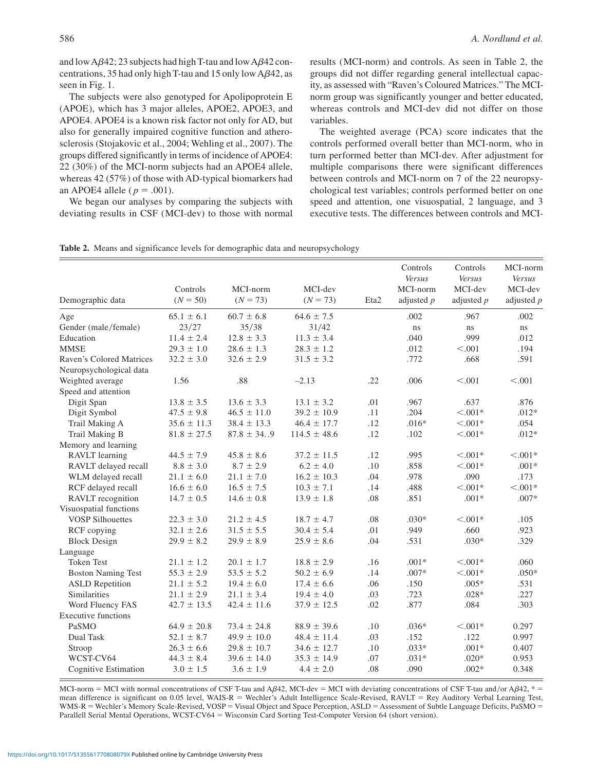and low A$\beta$42; 23 subjects had high T-tau and low A$\beta$42 concentrations, 35 had only high T-tau and 15 only low A$\beta$42, as seen in Fig. 1.

The subjects were also genotyped for Apolipoprotein E (APOE), which has 3 major alleles, APOE2, APOE3, and APOE4. APOE4 is a known risk factor not only for AD, but also for generally impaired cognitive function and atherosclerosis (Stojakovic et al., 2004; Wehling et al., 2007). The groups differed significantly in terms of incidence of APOE4: 22 (30%) of the MCI-norm subjects had an APOE4 allele, whereas 42 (57%) of those with AD-typical biomarkers had an APOE4 allele ( $p = .001$).

We began our analyses by comparing the subjects with deviating results in CSF (MCI-dev) to those with normal results (MCI-norm) and controls. As seen in Table 2, the groups did not differ regarding general intellectual capacity, as assessed with "Raven's Coloured Matrices." The MCI-norm group was significantly younger and better educated, whereas controls and MCI-dev did not differ on those variables.

The weighted average (PCA) score indicates that the controls performed overall better than MCI-norm, who in turn performed better than MCI-dev. After adjustment for multiple comparisons there were significant differences between controls and MCI-norm on 7 of the 22 neuropsychological test variables; controls performed better on one speed and attention, one visuospatial, 2 language, and 3 executive tests. The differences between controls and MCI-

**Table 2.** Means and significance levels for demographic data and neuropsychology

| Demographic data | Controls ($N = 50$) | MCI-norm ($N = 73$) | MCI-dev ($N = 73$) | Eta2 | Controls *Versus* MCI-norm adjusted $p$ | Controls *Versus* MCI-dev adjusted $p$ | MCI-norm *Versus* MCI-dev adjusted $p$ |
|---|---|---|---|---|---|---|---|
| Age | 65.1 ± 6.1 | 60.7 ± 6.8 | 64.6 ± 7.5 | | .002 | .967 | .002 |
| Gender (male/female) | 23/27 | 35/38 | 31/42 | | ns | ns | ns |
| Education | 11.4 ± 2.4 | 12.8 ± 3.3 | 11.3 ± 3.4 | | .040 | .999 | .012 |
| MMSE | 29.3 ± 1.0 | 28.6 ± 1.3 | 28.3 ± 1.2 | | .012 | <.001 | .194 |
| Raven's Colored Matrices | 32.2 ± 3.0 | 32.6 ± 2.9 | 31.5 ± 3.2 | | .772 | .668 | .591 |
| Neuropsychological data | | | | | | | |
| Weighted average | 1.56 | .88 | –2.13 | .22 | .006 | <.001 | <.001 |
| Speed and attention | | | | | | | |
| Digit Span | 13.8 ± 3.5 | 13.6 ± 3.3 | 13.1 ± 3.2 | .01 | .967 | .637 | .876 |
| Digit Symbol | 47.5 ± 9.8 | 46.5 ± 11.0 | 39.2 ± 10.9 | .11 | .204 | <.001* | .012* |
| Trail Making A | 35.6 ± 11.3 | 38.4 ± 13.3 | 46.4 ± 17.7 | .12 | .016* | <.001* | .054 |
| Trail Making B | 81.8 ± 27.5 | 87.8 ± 34..9 | 114.5 ± 48.6 | .12 | .102 | <.001* | .012* |
| Memory and learning | | | | | | | |
| RAVLT learning | 44.5 ± 7.9 | 45.8 ± 8.6 | 37.2 ± 11.5 | .12 | .995 | <.001* | <.001* |
| RAVLT delayed recall | 8.8 ± 3.0 | 8.7 ± 2.9 | 6.2 ± 4.0 | .10 | .858 | <.001* | .001* |
| WLM delayed recall | 21.1 ± 6.0 | 21.1 ± 7.0 | 16.2 ± 10.3 | .04 | .978 | .090 | .173 |
| RCF delayed recall | 16.6 ± 6.0 | 16.5 ± 7.5 | 10.3 ± 7.1 | .14 | .488 | <.001* | <.001* |
| RAVLT recognition | 14.7 ± 0.5 | 14.6 ± 0.8 | 13.9 ± 1.8 | .08 | .851 | .001* | .007* |
| Visuospatial functions | | | | | | | |
| VOSP Silhouettes | 22.3 ± 3.0 | 21.2 ± 4.5 | 18.7 ± 4.7 | .08 | .030* | <.001* | .105 |
| RCF copying | 32.1 ± 2.6 | 31.5 ± 5.5 | 30.4 ± 5.4 | .01 | .949 | .660 | .923 |
| Block Design | 29.9 ± 8.2 | 29.9 ± 8.9 | 25.9 ± 8.6 | .04 | .531 | .030* | .329 |
| Language | | | | | | | |
| Token Test | 21.1 ± 1.2 | 20.1 ± 1.7 | 18.8 ± 2.9 | .16 | .001* | <.001* | .060 |
| Boston Naming Test | 55.3 ± 2.9 | 53.5 ± 5.2 | 50.2 ± 6.9 | .14 | .007* | <.001* | .050* |
| ASLD Repetition | 21.1 ± 5.2 | 19.4 ± 6.0 | 17.4 ± 6.6 | .06 | .150 | .005* | .531 |
| Similarities | 21.1 ± 2.9 | 21.1 ± 3.4 | 19.4 ± 4.0 | .03 | .723 | .028* | .227 |
| Word Fluency FAS | 42.7 ± 13.5 | 42.4 ± 11.6 | 37.9 ± 12.5 | .02 | .877 | .084 | .303 |
| Executive functions | | | | | | | |
| PaSMO | 64.9 ± 20.8 | 73.4 ± 24.8 | 88.9 ± 39.6 | .10 | .036* | <.001* | 0.297 |
| Dual Task | 52.1 ± 8.7 | 49.9 ± 10.0 | 48.4 ± 11.4 | .03 | .152 | .122 | 0.997 |
| Stroop | 26.3 ± 6.6 | 29.8 ± 10.7 | 34.6 ± 12.7 | .10 | .033* | .001* | 0.407 |
| WCST-CV64 | 44.3 ± 8.4 | 39.6 ± 14.0 | 35.3 ± 14.9 | .07 | .031* | .020* | 0.953 |
| Cognitive Estimation | 3.0 ± 1.5 | 3.6 ± 1.9 | 4.4 ± 2.0 | .08 | .090 | .002* | 0.348 |

MCI-norm = MCI with normal concentrations of CSF T-tau and A$\beta$42, MCI-dev = MCI with deviating concentrations of CSF T-tau and/or A$\beta$42, * = mean difference is significant on 0.05 level, WAIS-R = Wechler's Adult Intelligence Scale-Revised, RAVLT = Rey Auditory Verbal Learning Test, WMS-R = Wechler's Memory Scale-Revised, VOSP = Visual Object and Space Perception, ASLD = Assessment of Subtle Language Deficits, PaSMO = Parallell Serial Mental Operations, WCST-CV64 = Wisconsin Card Sorting Test-Computer Version 64 (short version).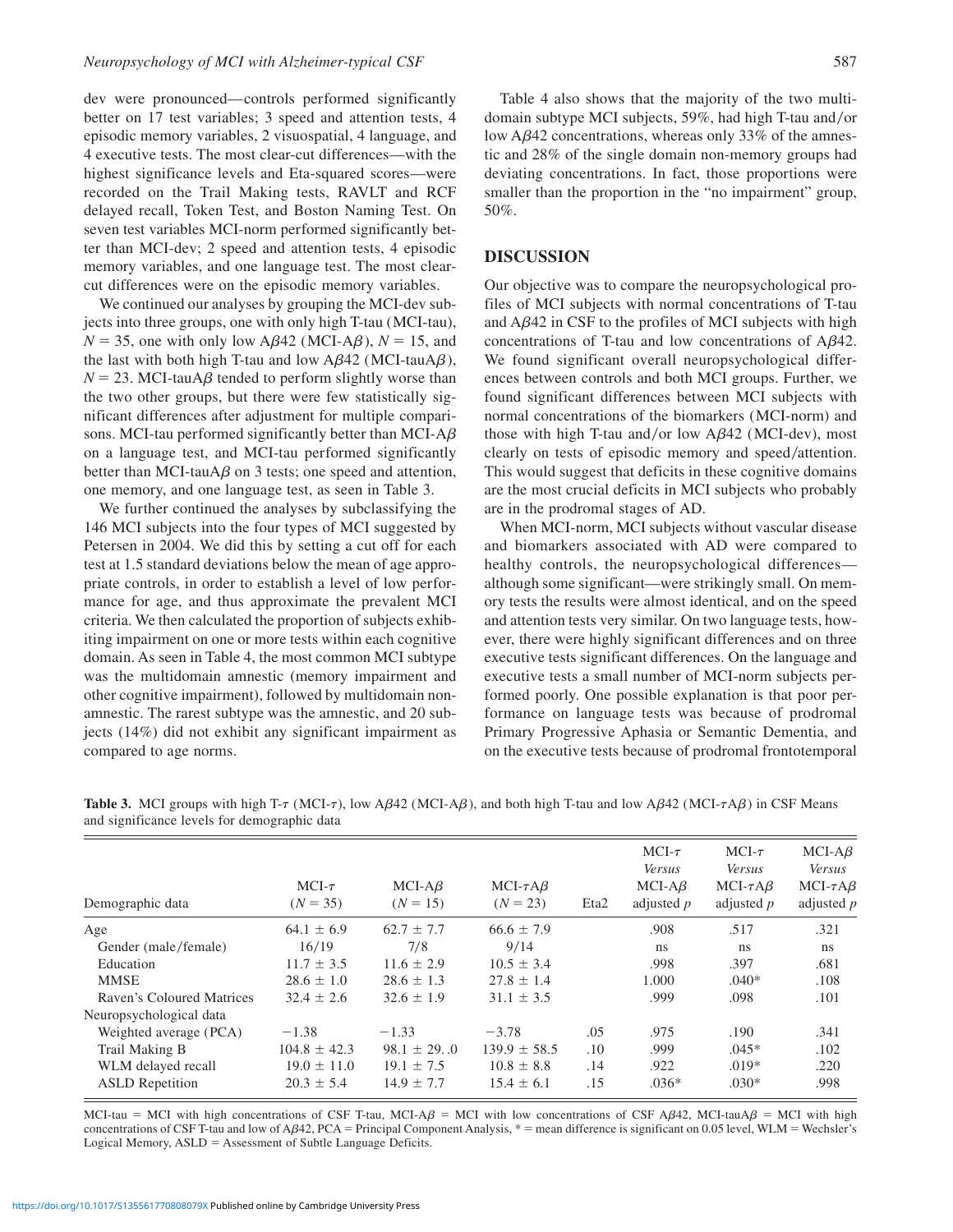dev were pronounced—controls performed significantly better on 17 test variables; 3 speed and attention tests, 4 episodic memory variables, 2 visuospatial, 4 language, and 4 executive tests. The most clear-cut differences—with the highest significance levels and Eta-squared scores—were recorded on the Trail Making tests, RAVLT and RCF delayed recall, Token Test, and Boston Naming Test. On seven test variables MCI-norm performed significantly better than MCI-dev; 2 speed and attention tests, 4 episodic memory variables, and one language test. The most clear-cut differences were on the episodic memory variables.

We continued our analyses by grouping the MCI-dev subjects into three groups, one with only high T-tau (MCI-tau), $N = 35$, one with only low A$\beta$42 (MCI-A$\beta$), $N = 15$, and the last with both high T-tau and low A$\beta$42 (MCI-tauA$\beta$), $N = 23$. MCI-tauA$\beta$ tended to perform slightly worse than the two other groups, but there were few statistically significant differences after adjustment for multiple comparisons. MCI-tau performed significantly better than MCI-A$\beta$ on a language test, and MCI-tau performed significantly better than MCI-tauA$\beta$ on 3 tests; one speed and attention, one memory, and one language test, as seen in Table 3.

We further continued the analyses by subclassifying the 146 MCI subjects into the four types of MCI suggested by Petersen in 2004. We did this by setting a cut off for each test at 1.5 standard deviations below the mean of age appropriate controls, in order to establish a level of low performance for age, and thus approximate the prevalent MCI criteria. We then calculated the proportion of subjects exhibiting impairment on one or more tests within each cognitive domain. As seen in Table 4, the most common MCI subtype was the multidomain amnestic (memory impairment and other cognitive impairment), followed by multidomain nonamnestic. The rarest subtype was the amnestic, and 20 subjects (14%) did not exhibit any significant impairment as compared to age norms.

Table 4 also shows that the majority of the two multidomain subtype MCI subjects, 59%, had high T-tau and/or low A$\beta$42 concentrations, whereas only 33% of the amnestic and 28% of the single domain non-memory groups had deviating concentrations. In fact, those proportions were smaller than the proportion in the "no impairment" group, 50%.

## DISCUSSION

Our objective was to compare the neuropsychological profiles of MCI subjects with normal concentrations of T-tau and A$\beta$42 in CSF to the profiles of MCI subjects with high concentrations of T-tau and low concentrations of A$\beta$42. We found significant overall neuropsychological differences between controls and both MCI groups. Further, we found significant differences between MCI subjects with normal concentrations of the biomarkers (MCI-norm) and those with high T-tau and/or low A$\beta$42 (MCI-dev), most clearly on tests of episodic memory and speed/attention. This would suggest that deficits in these cognitive domains are the most crucial deficits in MCI subjects who probably are in the prodromal stages of AD.

When MCI-norm, MCI subjects without vascular disease and biomarkers associated with AD were compared to healthy controls, the neuropsychological differences—although some significant—were strikingly small. On memory tests the results were almost identical, and on the speed and attention tests very similar. On two language tests, however, there were highly significant differences and on three executive tests significant differences. On the language and executive tests a small number of MCI-norm subjects performed poorly. One possible explanation is that poor performance on language tests was because of prodromal Primary Progressive Aphasia or Semantic Dementia, and on the executive tests because of prodromal frontotemporal

**Table 3.** MCI groups with high T-$\tau$ (MCI-$\tau$), low A$\beta$42 (MCI-A$\beta$), and both high T-tau and low A$\beta$42 (MCI-$\tau$A$\beta$) in CSF Means and significance levels for demographic data

| Demographic data | MCI-$\tau$ ($N = 35$) | MCI-A$\beta$ ($N = 15$) | MCI-$\tau$A$\beta$ ($N = 23$) | Eta2 | MCI-$\tau$ *Versus* MCI-A$\beta$ adjusted $p$ | MCI-$\tau$ *Versus* MCI-$\tau$A$\beta$ adjusted $p$ | MCI-A$\beta$ *Versus* MCI-$\tau$A$\beta$ adjusted $p$ |
|---|---|---|---|---|---|---|---|
| Age | 64.1 ± 6.9 | 62.7 ± 7.7 | 66.6 ± 7.9 | | .908 | .517 | .321 |
| Gender (male/female) | 16/19 | 7/8 | 9/14 | | ns | ns | ns |
| Education | 11.7 ± 3.5 | 11.6 ± 2.9 | 10.5 ± 3.4 | | .998 | .397 | .681 |
| MMSE | 28.6 ± 1.0 | 28.6 ± 1.3 | 27.8 ± 1.4 | | 1.000 | .040* | .108 |
| Raven's Coloured Matrices | 32.4 ± 2.6 | 32.6 ± 1.9 | 31.1 ± 3.5 | | .999 | .098 | .101 |
| Neuropsychological data | | | | | | | |
| Weighted average (PCA) | −1.38 | −1.33 | −3.78 | .05 | .975 | .190 | .341 |
| Trail Making B | 104.8 ± 42.3 | 98.1 ± 29..0 | 139.9 ± 58.5 | .10 | .999 | .045* | .102 |
| WLM delayed recall | 19.0 ± 11.0 | 19.1 ± 7.5 | 10.8 ± 8.8 | .14 | .922 | .019* | .220 |
| ASLD Repetition | 20.3 ± 5.4 | 14.9 ± 7.7 | 15.4 ± 6.1 | .15 | .036* | .030* | .998 |

MCI-tau = MCI with high concentrations of CSF T-tau, MCI-A$\beta$ = MCI with low concentrations of CSF A$\beta$42, MCI-tauA$\beta$ = MCI with high concentrations of CSF T-tau and low of A$\beta$42, PCA = Principal Component Analysis, * = mean difference is significant on 0.05 level, WLM = Wechsler's Logical Memory, ASLD = Assessment of Subtle Language Deficits.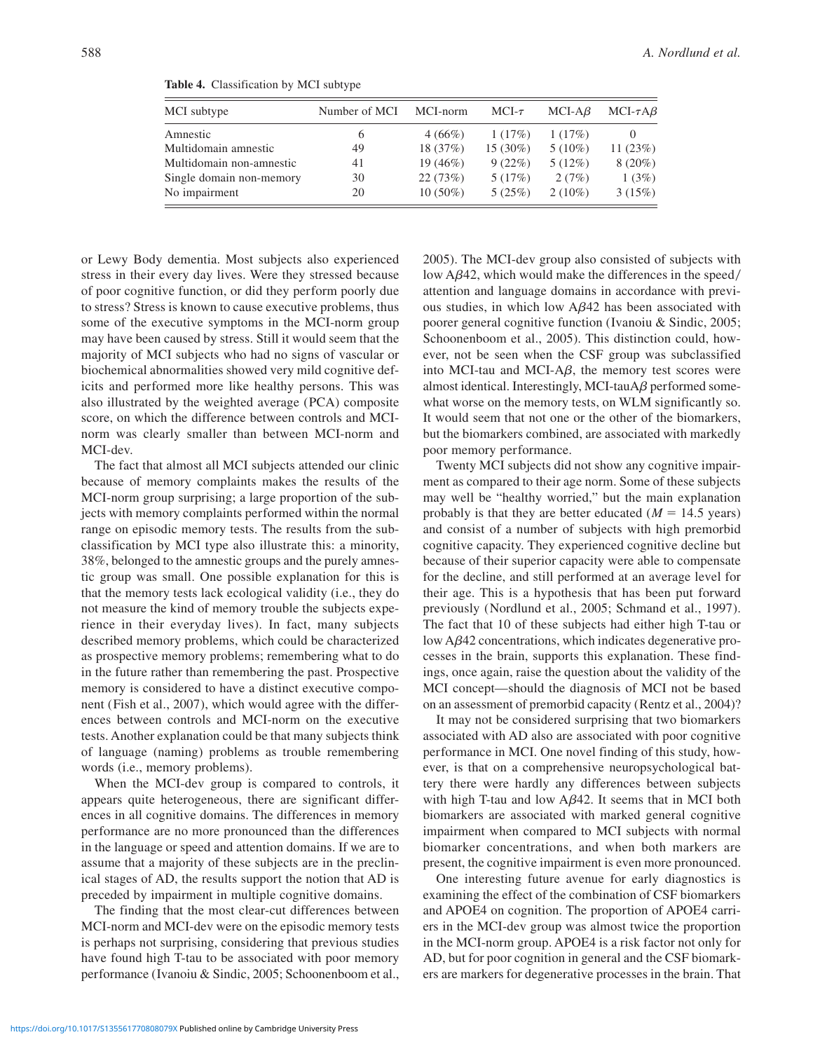**Table 4.** Classification by MCI subtype

| MCI subtype | Number of MCI | MCI-norm | MCI-$\tau$ | MCI-A$\beta$ | MCI-$\tau$A$\beta$ |
|---|---|---|---|---|---|
| Amnestic | 6 | 4 (66%) | 1 (17%) | 1 (17%) | 0 |
| Multidomain amnestic | 49 | 18 (37%) | 15 (30%) | 5 (10%) | 11 (23%) |
| Multidomain non-amnestic | 41 | 19 (46%) | 9 (22%) | 5 (12%) | 8 (20%) |
| Single domain non-memory | 30 | 22 (73%) | 5 (17%) | 2 (7%) | 1 (3%) |
| No impairment | 20 | 10 (50%) | 5 (25%) | 2 (10%) | 3 (15%) |

or Lewy Body dementia. Most subjects also experienced stress in their every day lives. Were they stressed because of poor cognitive function, or did they perform poorly due to stress? Stress is known to cause executive problems, thus some of the executive symptoms in the MCI-norm group may have been caused by stress. Still it would seem that the majority of MCI subjects who had no signs of vascular or biochemical abnormalities showed very mild cognitive deficits and performed more like healthy persons. This was also illustrated by the weighted average (PCA) composite score, on which the difference between controls and MCI-norm was clearly smaller than between MCI-norm and MCI-dev.

The fact that almost all MCI subjects attended our clinic because of memory complaints makes the results of the MCI-norm group surprising; a large proportion of the subjects with memory complaints performed within the normal range on episodic memory tests. The results from the subclassification by MCI type also illustrate this: a minority, 38%, belonged to the amnestic groups and the purely amnestic group was small. One possible explanation for this is that the memory tests lack ecological validity (i.e., they do not measure the kind of memory trouble the subjects experience in their everyday lives). In fact, many subjects described memory problems, which could be characterized as prospective memory problems; remembering what to do in the future rather than remembering the past. Prospective memory is considered to have a distinct executive component (Fish et al., 2007), which would agree with the differences between controls and MCI-norm on the executive tests. Another explanation could be that many subjects think of language (naming) problems as trouble remembering words (i.e., memory problems).

When the MCI-dev group is compared to controls, it appears quite heterogeneous, there are significant differences in all cognitive domains. The differences in memory performance are no more pronounced than the differences in the language or speed and attention domains. If we are to assume that a majority of these subjects are in the preclinical stages of AD, the results support the notion that AD is preceded by impairment in multiple cognitive domains.

The finding that the most clear-cut differences between MCI-norm and MCI-dev were on the episodic memory tests is perhaps not surprising, considering that previous studies have found high T-tau to be associated with poor memory performance (Ivanoiu & Sindic, 2005; Schoonenboom et al., 2005). The MCI-dev group also consisted of subjects with low A$\beta$42, which would make the differences in the speed/attention and language domains in accordance with previous studies, in which low A$\beta$42 has been associated with poorer general cognitive function (Ivanoiu & Sindic, 2005; Schoonenboom et al., 2005). This distinction could, however, not be seen when the CSF group was subclassified into MCI-tau and MCI-A$\beta$, the memory test scores were almost identical. Interestingly, MCI-tauA$\beta$ performed somewhat worse on the memory tests, on WLM significantly so. It would seem that not one or the other of the biomarkers, but the biomarkers combined, are associated with markedly poor memory performance.

Twenty MCI subjects did not show any cognitive impairment as compared to their age norm. Some of these subjects may well be "healthy worried," but the main explanation probably is that they are better educated ($M = 14.5$ years) and consist of a number of subjects with high premorbid cognitive capacity. They experienced cognitive decline but because of their superior capacity were able to compensate for the decline, and still performed at an average level for their age. This is a hypothesis that has been put forward previously (Nordlund et al., 2005; Schmand et al., 1997). The fact that 10 of these subjects had either high T-tau or low A$\beta$42 concentrations, which indicates degenerative processes in the brain, supports this explanation. These findings, once again, raise the question about the validity of the MCI concept—should the diagnosis of MCI not be based on an assessment of premorbid capacity (Rentz et al., 2004)?

It may not be considered surprising that two biomarkers associated with AD also are associated with poor cognitive performance in MCI. One novel finding of this study, however, is that on a comprehensive neuropsychological battery there were hardly any differences between subjects with high T-tau and low A$\beta$42. It seems that in MCI both biomarkers are associated with marked general cognitive impairment when compared to MCI subjects with normal biomarker concentrations, and when both markers are present, the cognitive impairment is even more pronounced.

One interesting future avenue for early diagnostics is examining the effect of the combination of CSF biomarkers and APOE4 on cognition. The proportion of APOE4 carriers in the MCI-dev group was almost twice the proportion in the MCI-norm group. APOE4 is a risk factor not only for AD, but for poor cognition in general and the CSF biomarkers are markers for degenerative processes in the brain. That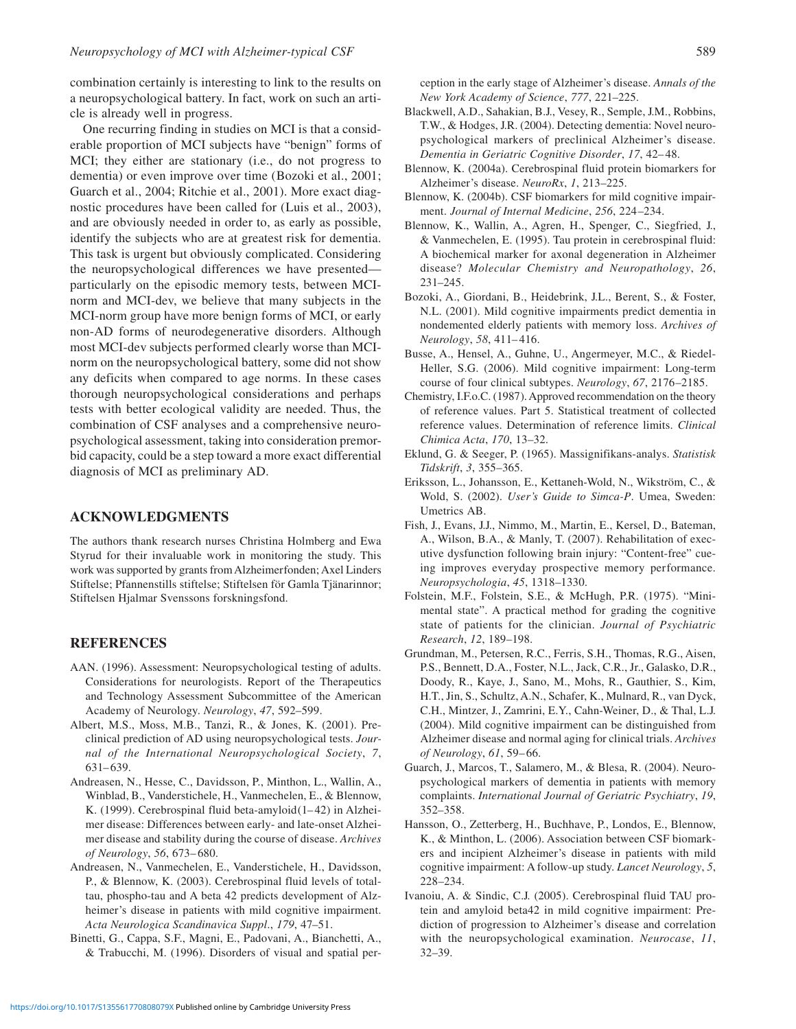combination certainly is interesting to link to the results on a neuropsychological battery. In fact, work on such an article is already well in progress.

One recurring finding in studies on MCI is that a considerable proportion of MCI subjects have "benign" forms of MCI; they either are stationary (i.e., do not progress to dementia) or even improve over time (Bozoki et al., 2001; Guarch et al., 2004; Ritchie et al., 2001). More exact diagnostic procedures have been called for (Luis et al., 2003), and are obviously needed in order to, as early as possible, identify the subjects who are at greatest risk for dementia. This task is urgent but obviously complicated. Considering the neuropsychological differences we have presented—particularly on the episodic memory tests, between MCI-norm and MCI-dev, we believe that many subjects in the MCI-norm group have more benign forms of MCI, or early non-AD forms of neurodegenerative disorders. Although most MCI-dev subjects performed clearly worse than MCI-norm on the neuropsychological battery, some did not show any deficits when compared to age norms. In these cases thorough neuropsychological considerations and perhaps tests with better ecological validity are needed. Thus, the combination of CSF analyses and a comprehensive neuropsychological assessment, taking into consideration premorbid capacity, could be a step toward a more exact differential diagnosis of MCI as preliminary AD.

## ACKNOWLEDGMENTS

The authors thank research nurses Christina Holmberg and Ewa Styrud for their invaluable work in monitoring the study. This work was supported by grants from Alzheimerfonden; Axel Linders Stiftelse; Pfannenstills stiftelse; Stiftelsen för Gamla Tjänarinnor; Stiftelsen Hjalmar Svenssons forskningsfond.

## REFERENCES

AAN. (1996). Assessment: Neuropsychological testing of adults. Considerations for neurologists. Report of the Therapeutics and Technology Assessment Subcommittee of the American Academy of Neurology. *Neurology*, *47*, 592–599.

Albert, M.S., Moss, M.B., Tanzi, R., & Jones, K. (2001). Preclinical prediction of AD using neuropsychological tests. *Journal of the International Neuropsychological Society*, *7*, 631–639.

Andreasen, N., Hesse, C., Davidsson, P., Minthon, L., Wallin, A., Winblad, B., Vanderstichele, H., Vanmechelen, E., & Blennow, K. (1999). Cerebrospinal fluid beta-amyloid(1–42) in Alzheimer disease: Differences between early- and late-onset Alzheimer disease and stability during the course of disease. *Archives of Neurology*, *56*, 673–680.

Andreasen, N., Vanmechelen, E., Vanderstichele, H., Davidsson, P., & Blennow, K. (2003). Cerebrospinal fluid levels of total-tau, phospho-tau and A beta 42 predicts development of Alzheimer's disease in patients with mild cognitive impairment. *Acta Neurologica Scandinavica Suppl.*, *179*, 47–51.

Binetti, G., Cappa, S.F., Magni, E., Padovani, A., Bianchetti, A., & Trabucchi, M. (1996). Disorders of visual and spatial perception in the early stage of Alzheimer's disease. *Annals of the New York Academy of Science*, *777*, 221–225.

Blackwell, A.D., Sahakian, B.J., Vesey, R., Semple, J.M., Robbins, T.W., & Hodges, J.R. (2004). Detecting dementia: Novel neuropsychological markers of preclinical Alzheimer's disease. *Dementia in Geriatric Cognitive Disorder*, *17*, 42–48.

Blennow, K. (2004a). Cerebrospinal fluid protein biomarkers for Alzheimer's disease. *NeuroRx*, *1*, 213–225.

Blennow, K. (2004b). CSF biomarkers for mild cognitive impairment. *Journal of Internal Medicine*, *256*, 224–234.

Blennow, K., Wallin, A., Agren, H., Spenger, C., Siegfried, J., & Vanmechelen, E. (1995). Tau protein in cerebrospinal fluid: A biochemical marker for axonal degeneration in Alzheimer disease? *Molecular Chemistry and Neuropathology*, *26*, 231–245.

Bozoki, A., Giordani, B., Heidebrink, J.L., Berent, S., & Foster, N.L. (2001). Mild cognitive impairments predict dementia in nondemented elderly patients with memory loss. *Archives of Neurology*, *58*, 411–416.

Busse, A., Hensel, A., Guhne, U., Angermeyer, M.C., & Riedel-Heller, S.G. (2006). Mild cognitive impairment: Long-term course of four clinical subtypes. *Neurology*, *67*, 2176–2185.

Chemistry, I.F.o.C. (1987). Approved recommendation on the theory of reference values. Part 5. Statistical treatment of collected reference values. Determination of reference limits. *Clinical Chimica Acta*, *170*, 13–32.

Eklund, G. & Seeger, P. (1965). Massignifikans-analys. *Statistisk Tidskrift*, *3*, 355–365.

Eriksson, L., Johansson, E., Kettaneh-Wold, N., Wikström, C., & Wold, S. (2002). *User's Guide to Simca-P*. Umea, Sweden: Umetrics AB.

Fish, J., Evans, J.J., Nimmo, M., Martin, E., Kersel, D., Bateman, A., Wilson, B.A., & Manly, T. (2007). Rehabilitation of executive dysfunction following brain injury: "Content-free" cueing improves everyday prospective memory performance. *Neuropsychologia*, *45*, 1318–1330.

Folstein, M.F., Folstein, S.E., & McHugh, P.R. (1975). "Mini-mental state". A practical method for grading the cognitive state of patients for the clinician. *Journal of Psychiatric Research*, *12*, 189–198.

Grundman, M., Petersen, R.C., Ferris, S.H., Thomas, R.G., Aisen, P.S., Bennett, D.A., Foster, N.L., Jack, C.R., Jr., Galasko, D.R., Doody, R., Kaye, J., Sano, M., Mohs, R., Gauthier, S., Kim, H.T., Jin, S., Schultz, A.N., Schafer, K., Mulnard, R., van Dyck, C.H., Mintzer, J., Zamrini, E.Y., Cahn-Weiner, D., & Thal, L.J. (2004). Mild cognitive impairment can be distinguished from Alzheimer disease and normal aging for clinical trials. *Archives of Neurology*, *61*, 59–66.

Guarch, J., Marcos, T., Salamero, M., & Blesa, R. (2004). Neuropsychological markers of dementia in patients with memory complaints. *International Journal of Geriatric Psychiatry*, *19*, 352–358.

Hansson, O., Zetterberg, H., Buchhave, P., Londos, E., Blennow, K., & Minthon, L. (2006). Association between CSF biomarkers and incipient Alzheimer's disease in patients with mild cognitive impairment: A follow-up study. *Lancet Neurology*, *5*, 228–234.

Ivanoiu, A. & Sindic, C.J. (2005). Cerebrospinal fluid TAU protein and amyloid beta42 in mild cognitive impairment: Prediction of progression to Alzheimer's disease and correlation with the neuropsychological examination. *Neurocase*, *11*, 32–39.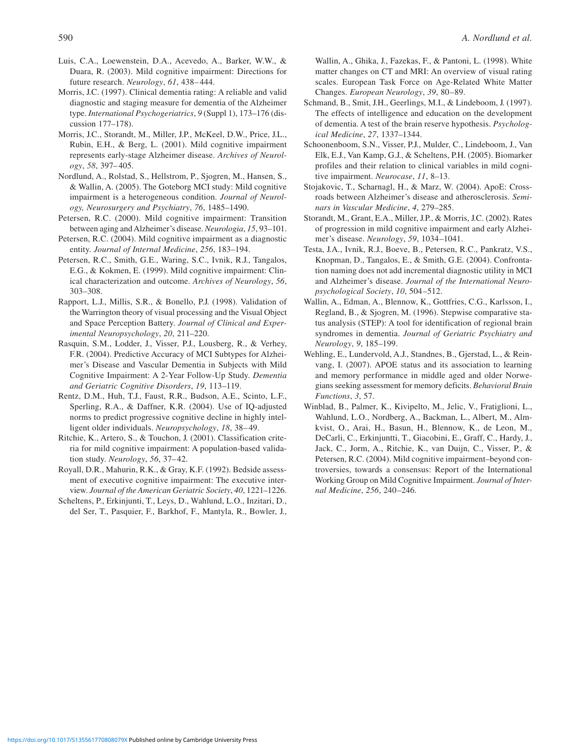Luis, C.A., Loewenstein, D.A., Acevedo, A., Barker, W.W., & Duara, R. (2003). Mild cognitive impairment: Directions for future research. *Neurology*, *61*, 438–444.

Morris, J.C. (1997). Clinical dementia rating: A reliable and valid diagnostic and staging measure for dementia of the Alzheimer type. *International Psychogeriatrics*, *9* (Suppl 1), 173–176 (discussion 177–178).

Morris, J.C., Storandt, M., Miller, J.P., McKeel, D.W., Price, J.L., Rubin, E.H., & Berg, L. (2001). Mild cognitive impairment represents early-stage Alzheimer disease. *Archives of Neurology*, *58*, 397–405.

Nordlund, A., Rolstad, S., Hellstrom, P., Sjogren, M., Hansen, S., & Wallin, A. (2005). The Goteborg MCI study: Mild cognitive impairment is a heterogeneous condition. *Journal of Neurology, Neurosurgery and Psychiatry*, *76*, 1485–1490.

Petersen, R.C. (2000). Mild cognitive impairment: Transition between aging and Alzheimer's disease. *Neurologia*, *15*, 93–101.

Petersen, R.C. (2004). Mild cognitive impairment as a diagnostic entity. *Journal of Internal Medicine*, *256*, 183–194.

Petersen, R.C., Smith, G.E., Waring, S.C., Ivnik, R.J., Tangalos, E.G., & Kokmen, E. (1999). Mild cognitive impairment: Clinical characterization and outcome. *Archives of Neurology*, *56*, 303–308.

Rapport, L.J., Millis, S.R., & Bonello, P.J. (1998). Validation of the Warrington theory of visual processing and the Visual Object and Space Perception Battery. *Journal of Clinical and Experimental Neuropsychology*, *20*, 211–220.

Rasquin, S.M., Lodder, J., Visser, P.J., Lousberg, R., & Verhey, F.R. (2004). Predictive Accuracy of MCI Subtypes for Alzheimer's Disease and Vascular Dementia in Subjects with Mild Cognitive Impairment: A 2-Year Follow-Up Study. *Dementia and Geriatric Cognitive Disorders*, *19*, 113–119.

Rentz, D.M., Huh, T.J., Faust, R.R., Budson, A.E., Scinto, L.F., Sperling, R.A., & Daffner, K.R. (2004). Use of IQ-adjusted norms to predict progressive cognitive decline in highly intelligent older individuals. *Neuropsychology*, *18*, 38–49.

Ritchie, K., Artero, S., & Touchon, J. (2001). Classification criteria for mild cognitive impairment: A population-based validation study. *Neurology*, *56*, 37–42.

Royall, D.R., Mahurin, R.K., & Gray, K.F. (1992). Bedside assessment of executive cognitive impairment: The executive interview. *Journal of the American Geriatric Society*, *40*, 1221–1226.

Scheltens, P., Erkinjunti, T., Leys, D., Wahlund, L.O., Inzitari, D., del Ser, T., Pasquier, F., Barkhof, F., Mantyla, R., Bowler, J., Wallin, A., Ghika, J., Fazekas, F., & Pantoni, L. (1998). White matter changes on CT and MRI: An overview of visual rating scales. European Task Force on Age-Related White Matter Changes. *European Neurology*, *39*, 80–89.

Schmand, B., Smit, J.H., Geerlings, M.I., & Lindeboom, J. (1997). The effects of intelligence and education on the development of dementia. A test of the brain reserve hypothesis. *Psychological Medicine*, *27*, 1337–1344.

Schoonenboom, S.N., Visser, P.J., Mulder, C., Lindeboom, J., Van Elk, E.J., Van Kamp, G.J., & Scheltens, P.H. (2005). Biomarker profiles and their relation to clinical variables in mild cognitive impairment. *Neurocase*, *11*, 8–13.

Stojakovic, T., Scharnagl, H., & Marz, W. (2004). ApoE: Crossroads between Alzheimer's disease and atherosclerosis. *Seminars in Vascular Medicine*, *4*, 279–285.

Storandt, M., Grant, E.A., Miller, J.P., & Morris, J.C. (2002). Rates of progression in mild cognitive impairment and early Alzheimer's disease. *Neurology*, *59*, 1034–1041.

Testa, J.A., Ivnik, R.J., Boeve, B., Petersen, R.C., Pankratz, V.S., Knopman, D., Tangalos, E., & Smith, G.E. (2004). Confrontation naming does not add incremental diagnostic utility in MCI and Alzheimer's disease. *Journal of the International Neuropsychological Society*, *10*, 504–512.

Wallin, A., Edman, A., Blennow, K., Gottfries, C.G., Karlsson, I., Regland, B., & Sjogren, M. (1996). Stepwise comparative status analysis (STEP): A tool for identification of regional brain syndromes in dementia. *Journal of Geriatric Psychiatry and Neurology*, *9*, 185–199.

Wehling, E., Lundervold, A.J., Standnes, B., Gjerstad, L., & Reinvang, I. (2007). APOE status and its association to learning and memory performance in middle aged and older Norwegians seeking assessment for memory deficits. *Behavioral Brain Functions*, *3*, 57.

Winblad, B., Palmer, K., Kivipelto, M., Jelic, V., Fratiglioni, L., Wahlund, L.O., Nordberg, A., Backman, L., Albert, M., Almkvist, O., Arai, H., Basun, H., Blennow, K., de Leon, M., DeCarli, C., Erkinjuntti, T., Giacobini, E., Graff, C., Hardy, J., Jack, C., Jorm, A., Ritchie, K., van Duijn, C., Visser, P., & Petersen, R.C. (2004). Mild cognitive impairment–beyond controversies, towards a consensus: Report of the International Working Group on Mild Cognitive Impairment. *Journal of Internal Medicine*, *256*, 240–246.